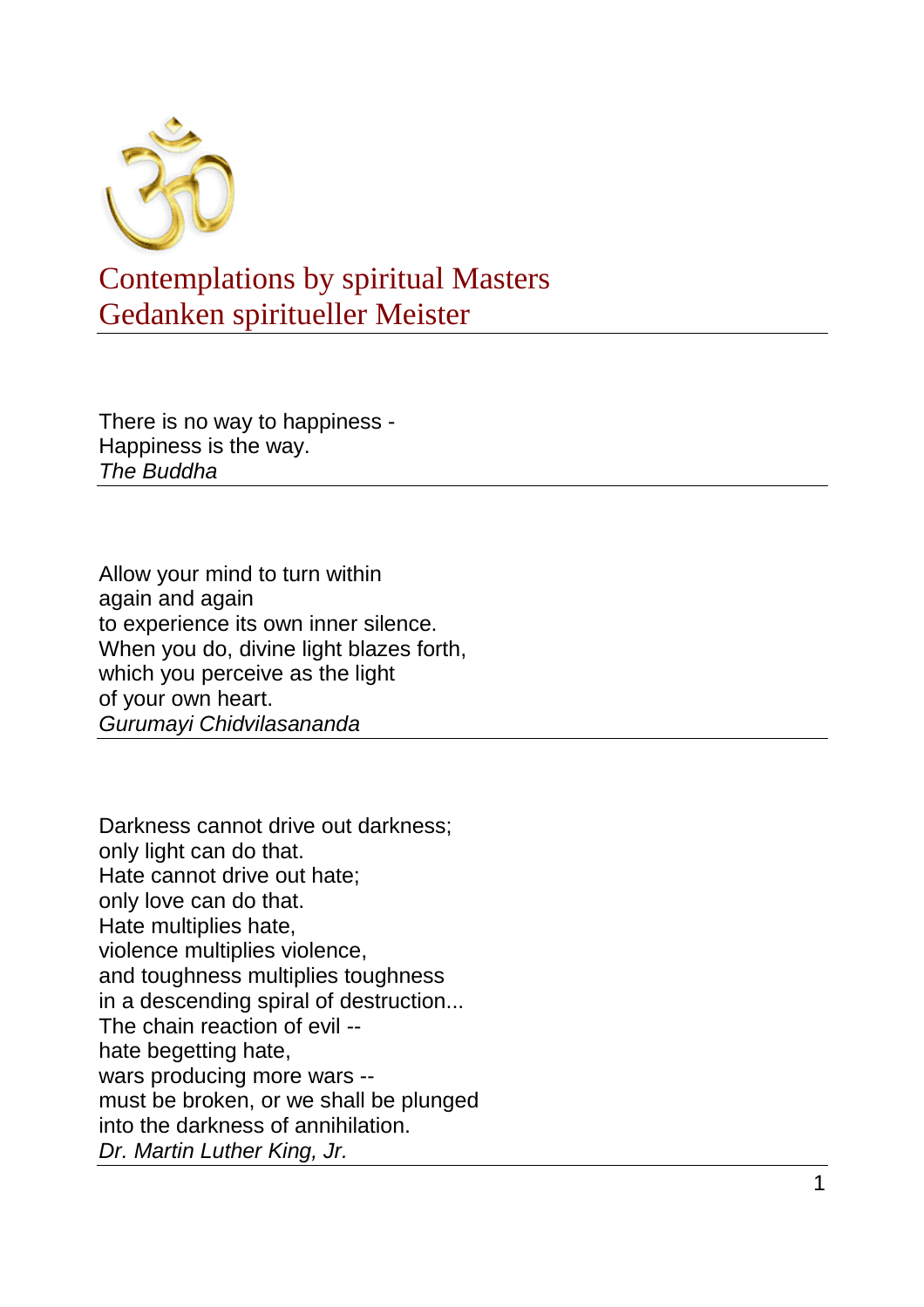# Contemplations by spiritual Masters
# Gedanken spiritueller Meister

---

There is no way to happiness -
Happiness is the way.
*The Buddha*

---

Allow your mind to turn within
again and again
to experience its own inner silence.
When you do, divine light blazes forth,
which you perceive as the light
of your own heart.
*Gurumayi Chidvilasananda*

---

Darkness cannot drive out darkness;
only light can do that.
Hate cannot drive out hate;
only love can do that.
Hate multiplies hate,
violence multiplies violence,
and toughness multiplies toughness
in a descending spiral of destruction...
The chain reaction of evil --
hate begetting hate,
wars producing more wars --
must be broken, or we shall be plunged
into the darkness of annihilation.
*Dr. Martin Luther King, Jr.*

---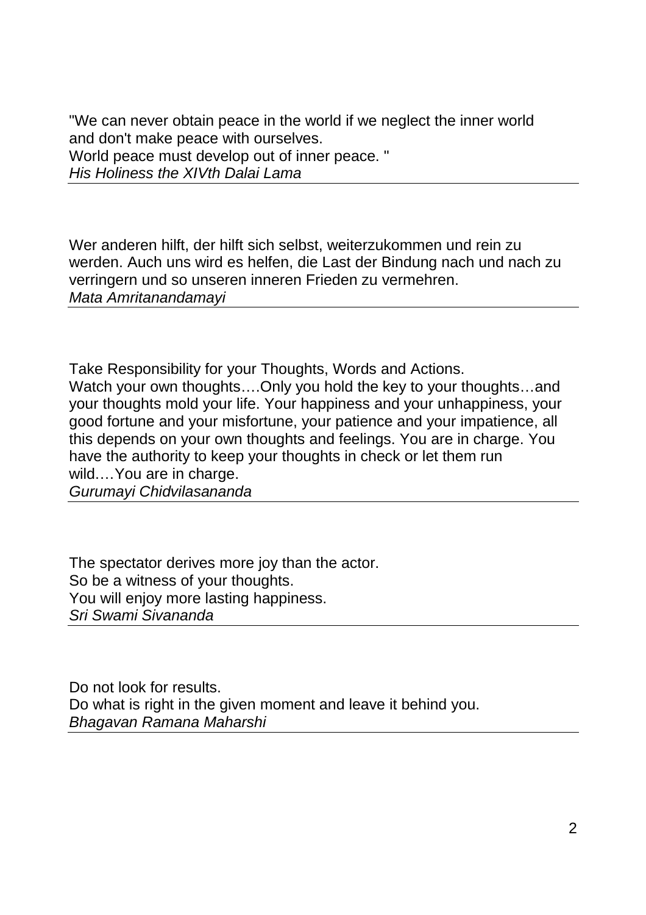"We can never obtain peace in the world if we neglect the inner world and don't make peace with ourselves.
World peace must develop out of inner peace. "
*His Holiness the XIVth Dalai Lama*

---

Wer anderen hilft, der hilft sich selbst, weiterzukommen und rein zu werden. Auch uns wird es helfen, die Last der Bindung nach und nach zu verringern und so unseren inneren Frieden zu vermehren.
*Mata Amritanandamayi*

---

Take Responsibility for your Thoughts, Words and Actions.
Watch your own thoughts….Only you hold the key to your thoughts…and your thoughts mold your life. Your happiness and your unhappiness, your good fortune and your misfortune, your patience and your impatience, all this depends on your own thoughts and feelings. You are in charge. You have the authority to keep your thoughts in check or let them run wild.…You are in charge.
*Gurumayi Chidvilasananda*

---

The spectator derives more joy than the actor.
So be a witness of your thoughts.
You will enjoy more lasting happiness.
*Sri Swami Sivananda*

---

Do not look for results.
Do what is right in the given moment and leave it behind you.
*Bhagavan Ramana Maharshi*

---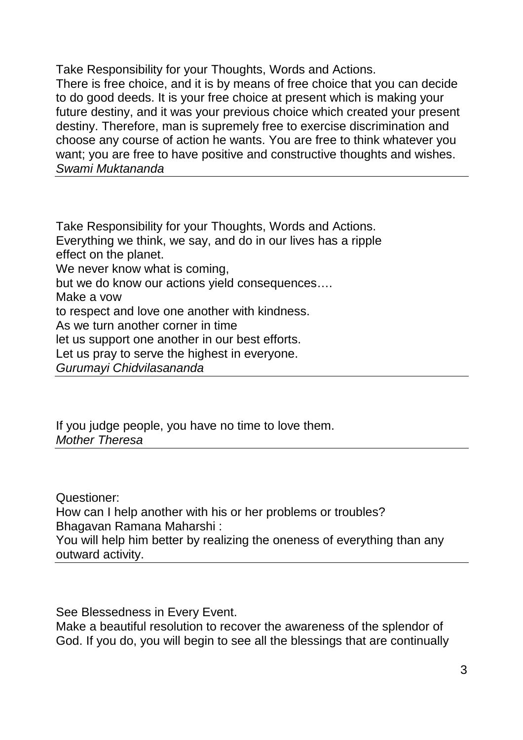Take Responsibility for your Thoughts, Words and Actions.
There is free choice, and it is by means of free choice that you can decide to do good deeds. It is your free choice at present which is making your future destiny, and it was your previous choice which created your present destiny. Therefore, man is supremely free to exercise discrimination and choose any course of action he wants. You are free to think whatever you want; you are free to have positive and constructive thoughts and wishes.
*Swami Muktananda*

---

Take Responsibility for your Thoughts, Words and Actions.
Everything we think, we say, and do in our lives has a ripple effect on the planet.
We never know what is coming,
but we do know our actions yield consequences….
Make a vow
to respect and love one another with kindness.
As we turn another corner in time
let us support one another in our best efforts.
Let us pray to serve the highest in everyone.
*Gurumayi Chidvilasananda*

---

If you judge people, you have no time to love them.
*Mother Theresa*

---

Questioner:
How can I help another with his or her problems or troubles?
Bhagavan Ramana Maharshi :
You will help him better by realizing the oneness of everything than any outward activity.

---

See Blessedness in Every Event.
Make a beautiful resolution to recover the awareness of the splendor of God. If you do, you will begin to see all the blessings that are continually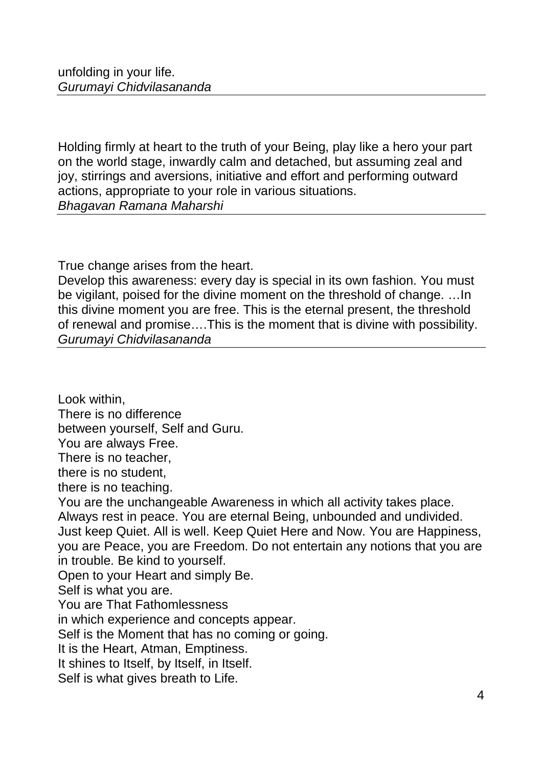unfolding in your life.
*Gurumayi Chidvilasananda*

---

Holding firmly at heart to the truth of your Being, play like a hero your part on the world stage, inwardly calm and detached, but assuming zeal and joy, stirrings and aversions, initiative and effort and performing outward actions, appropriate to your role in various situations.
*Bhagavan Ramana Maharshi*

---

True change arises from the heart.
Develop this awareness: every day is special in its own fashion. You must be vigilant, poised for the divine moment on the threshold of change. …In this divine moment you are free. This is the eternal present, the threshold of renewal and promise….This is the moment that is divine with possibility.
*Gurumayi Chidvilasananda*

---

Look within,
There is no difference
between yourself, Self and Guru.
You are always Free.
There is no teacher,
there is no student,
there is no teaching.
You are the unchangeable Awareness in which all activity takes place.
Always rest in peace. You are eternal Being, unbounded and undivided.
Just keep Quiet. All is well. Keep Quiet Here and Now. You are Happiness, you are Peace, you are Freedom. Do not entertain any notions that you are in trouble. Be kind to yourself.
Open to your Heart and simply Be.
Self is what you are.
You are That Fathomlessness
in which experience and concepts appear.
Self is the Moment that has no coming or going.
It is the Heart, Atman, Emptiness.
It shines to Itself, by Itself, in Itself.
Self is what gives breath to Life.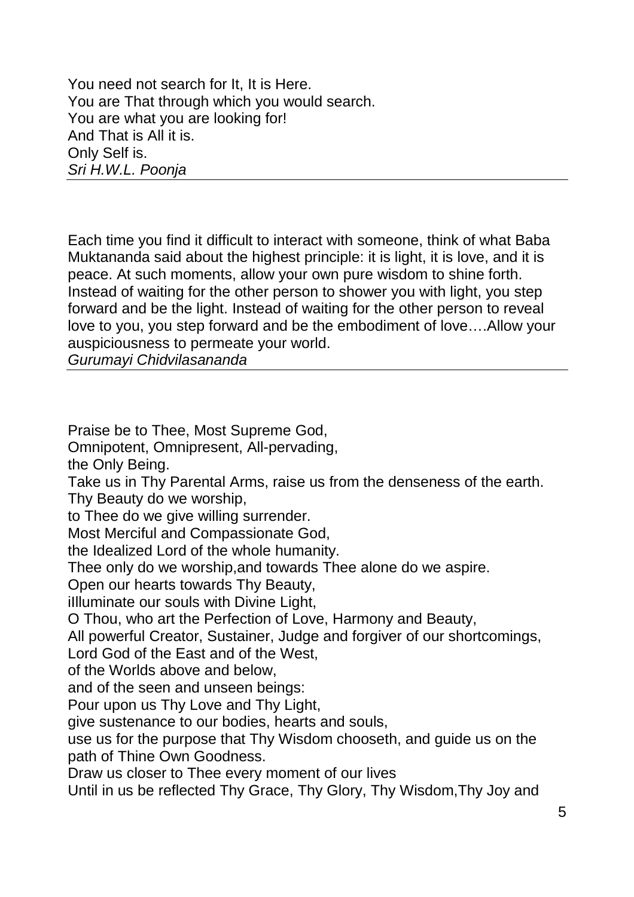You need not search for It, It is Here.
You are That through which you would search.
You are what you are looking for!
And That is All it is.
Only Self is.
*Sri H.W.L. Poonja*

---

Each time you find it difficult to interact with someone, think of what Baba Muktananda said about the highest principle: it is light, it is love, and it is peace. At such moments, allow your own pure wisdom to shine forth. Instead of waiting for the other person to shower you with light, you step forward and be the light. Instead of waiting for the other person to reveal love to you, you step forward and be the embodiment of love….Allow your auspiciousness to permeate your world.
*Gurumayi Chidvilasananda*

---

Praise be to Thee, Most Supreme God,
Omnipotent, Omnipresent, All-pervading,
the Only Being.
Take us in Thy Parental Arms, raise us from the denseness of the earth.
Thy Beauty do we worship,
to Thee do we give willing surrender.
Most Merciful and Compassionate God,
the Idealized Lord of the whole humanity.
Thee only do we worship,and towards Thee alone do we aspire.
Open our hearts towards Thy Beauty,
iIlluminate our souls with Divine Light,
O Thou, who art the Perfection of Love, Harmony and Beauty,
All powerful Creator, Sustainer, Judge and forgiver of our shortcomings,
Lord God of the East and of the West,
of the Worlds above and below,
and of the seen and unseen beings:
Pour upon us Thy Love and Thy Light,
give sustenance to our bodies, hearts and souls,
use us for the purpose that Thy Wisdom chooseth, and guide us on the path of Thine Own Goodness.
Draw us closer to Thee every moment of our lives
Until in us be reflected Thy Grace, Thy Glory, Thy Wisdom,Thy Joy and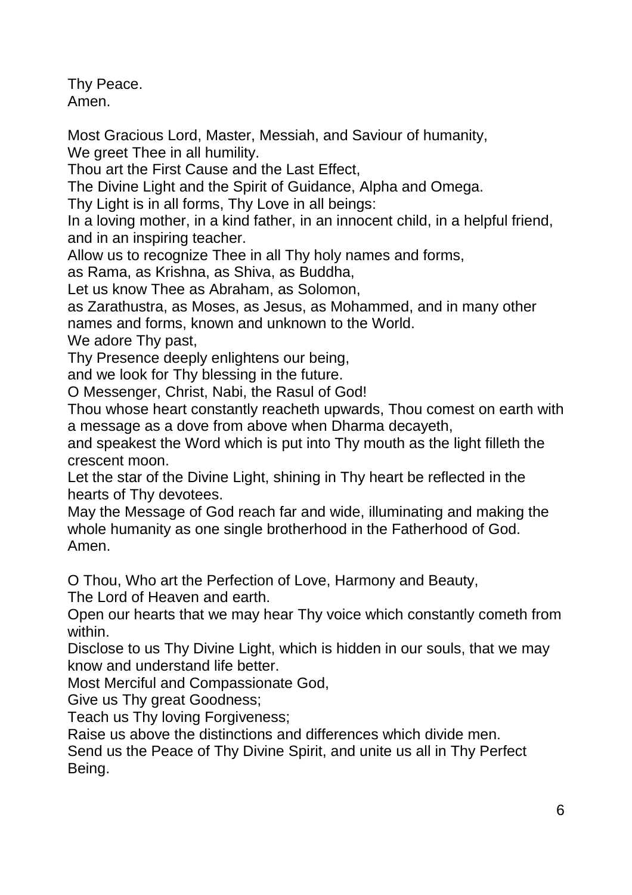Thy Peace.
Amen.

Most Gracious Lord, Master, Messiah, and Saviour of humanity,
We greet Thee in all humility.
Thou art the First Cause and the Last Effect,
The Divine Light and the Spirit of Guidance, Alpha and Omega.
Thy Light is in all forms, Thy Love in all beings:
In a loving mother, in a kind father, in an innocent child, in a helpful friend, and in an inspiring teacher.
Allow us to recognize Thee in all Thy holy names and forms,
as Rama, as Krishna, as Shiva, as Buddha,
Let us know Thee as Abraham, as Solomon,
as Zarathustra, as Moses, as Jesus, as Mohammed, and in many other names and forms, known and unknown to the World.
We adore Thy past,
Thy Presence deeply enlightens our being,
and we look for Thy blessing in the future.
O Messenger, Christ, Nabi, the Rasul of God!
Thou whose heart constantly reacheth upwards, Thou comest on earth with a message as a dove from above when Dharma decayeth,
and speakest the Word which is put into Thy mouth as the light filleth the crescent moon.
Let the star of the Divine Light, shining in Thy heart be reflected in the hearts of Thy devotees.
May the Message of God reach far and wide, illuminating and making the whole humanity as one single brotherhood in the Fatherhood of God.
Amen.

O Thou, Who art the Perfection of Love, Harmony and Beauty,
The Lord of Heaven and earth.
Open our hearts that we may hear Thy voice which constantly cometh from within.
Disclose to us Thy Divine Light, which is hidden in our souls, that we may know and understand life better.
Most Merciful and Compassionate God,
Give us Thy great Goodness;
Teach us Thy loving Forgiveness;
Raise us above the distinctions and differences which divide men.
Send us the Peace of Thy Divine Spirit, and unite us all in Thy Perfect Being.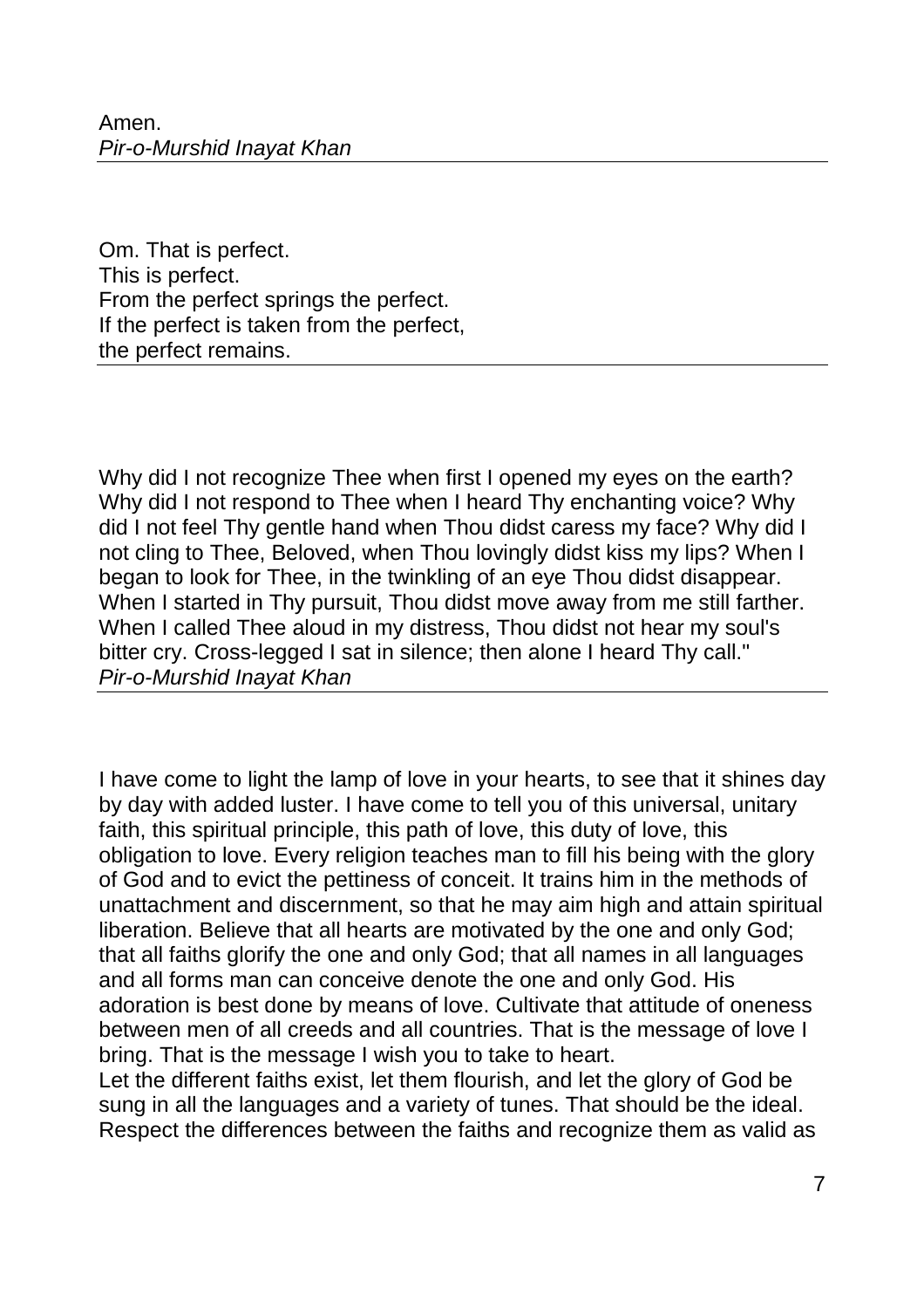Amen.
*Pir-o-Murshid Inayat Khan*

---

Om. That is perfect.
This is perfect.
From the perfect springs the perfect.
If the perfect is taken from the perfect,
the perfect remains.

---

Why did I not recognize Thee when first I opened my eyes on the earth? Why did I not respond to Thee when I heard Thy enchanting voice? Why did I not feel Thy gentle hand when Thou didst caress my face? Why did I not cling to Thee, Beloved, when Thou lovingly didst kiss my lips? When I began to look for Thee, in the twinkling of an eye Thou didst disappear. When I started in Thy pursuit, Thou didst move away from me still farther. When I called Thee aloud in my distress, Thou didst not hear my soul's bitter cry. Cross-legged I sat in silence; then alone I heard Thy call."
*Pir-o-Murshid Inayat Khan*

---

I have come to light the lamp of love in your hearts, to see that it shines day by day with added luster. I have come to tell you of this universal, unitary faith, this spiritual principle, this path of love, this duty of love, this obligation to love. Every religion teaches man to fill his being with the glory of God and to evict the pettiness of conceit. It trains him in the methods of unattachment and discernment, so that he may aim high and attain spiritual liberation. Believe that all hearts are motivated by the one and only God; that all faiths glorify the one and only God; that all names in all languages and all forms man can conceive denote the one and only God. His adoration is best done by means of love. Cultivate that attitude of oneness between men of all creeds and all countries. That is the message of love I bring. That is the message I wish you to take to heart.
Let the different faiths exist, let them flourish, and let the glory of God be sung in all the languages and a variety of tunes. That should be the ideal. Respect the differences between the faiths and recognize them as valid as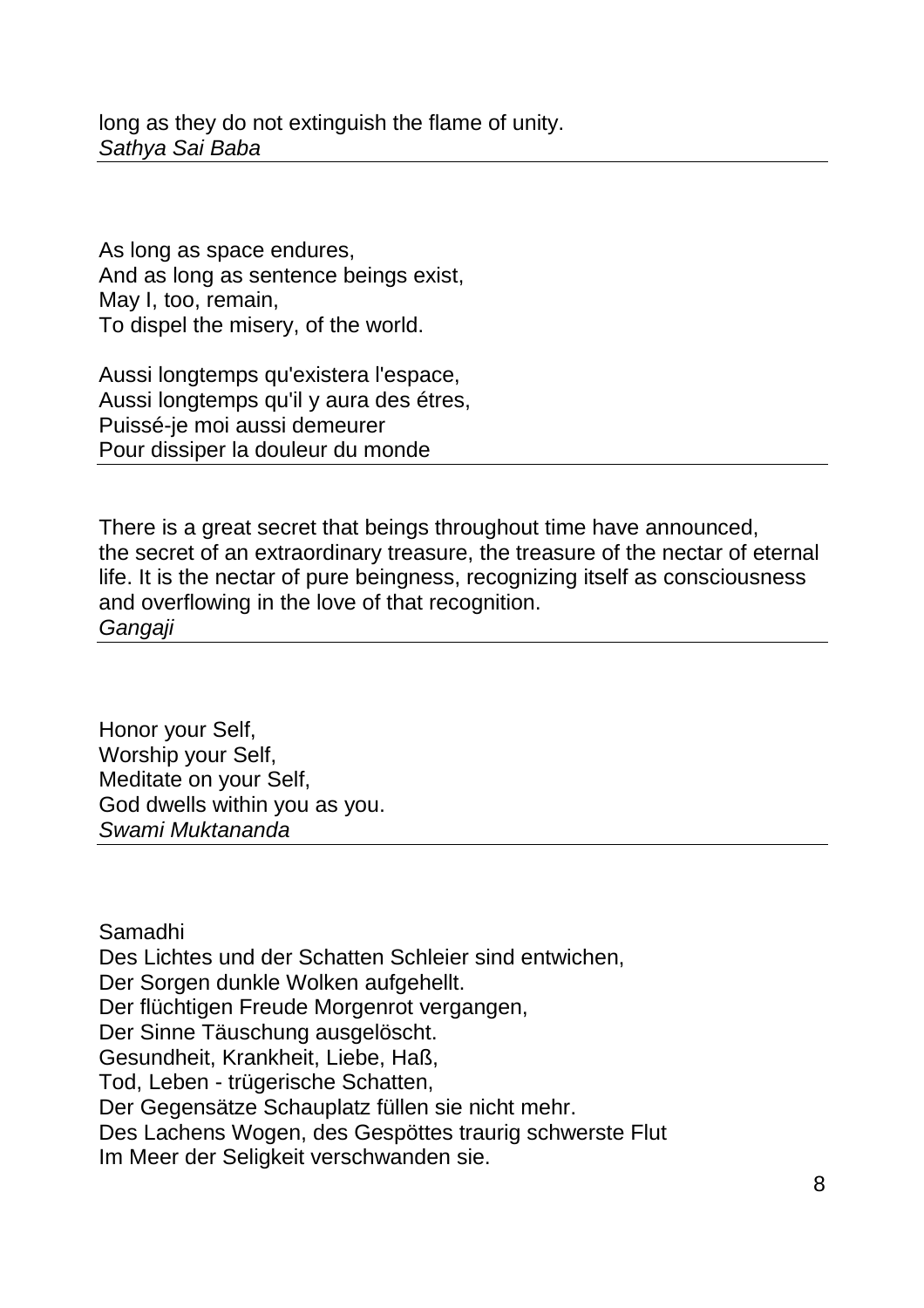long as they do not extinguish the flame of unity.
*Sathya Sai Baba*

---

As long as space endures,
And as long as sentence beings exist,
May I, too, remain,
To dispel the misery, of the world.

Aussi longtemps qu'existera l'espace,
Aussi longtemps qu'il y aura des étres,
Puissé-je moi aussi demeurer
Pour dissiper la douleur du monde

---

There is a great secret that beings throughout time have announced,
the secret of an extraordinary treasure, the treasure of the nectar of eternal life. It is the nectar of pure beingness, recognizing itself as consciousness and overflowing in the love of that recognition.
*Gangaji*

---

Honor your Self,
Worship your Self,
Meditate on your Self,
God dwells within you as you.
*Swami Muktananda*

---

Samadhi
Des Lichtes und der Schatten Schleier sind entwichen,
Der Sorgen dunkle Wolken aufgehellt.
Der flüchtigen Freude Morgenrot vergangen,
Der Sinne Täuschung ausgelöscht.
Gesundheit, Krankheit, Liebe, Haß,
Tod, Leben - trügerische Schatten,
Der Gegensätze Schauplatz füllen sie nicht mehr.
Des Lachens Wogen, des Gespöttes traurig schwerste Flut
Im Meer der Seligkeit verschwanden sie.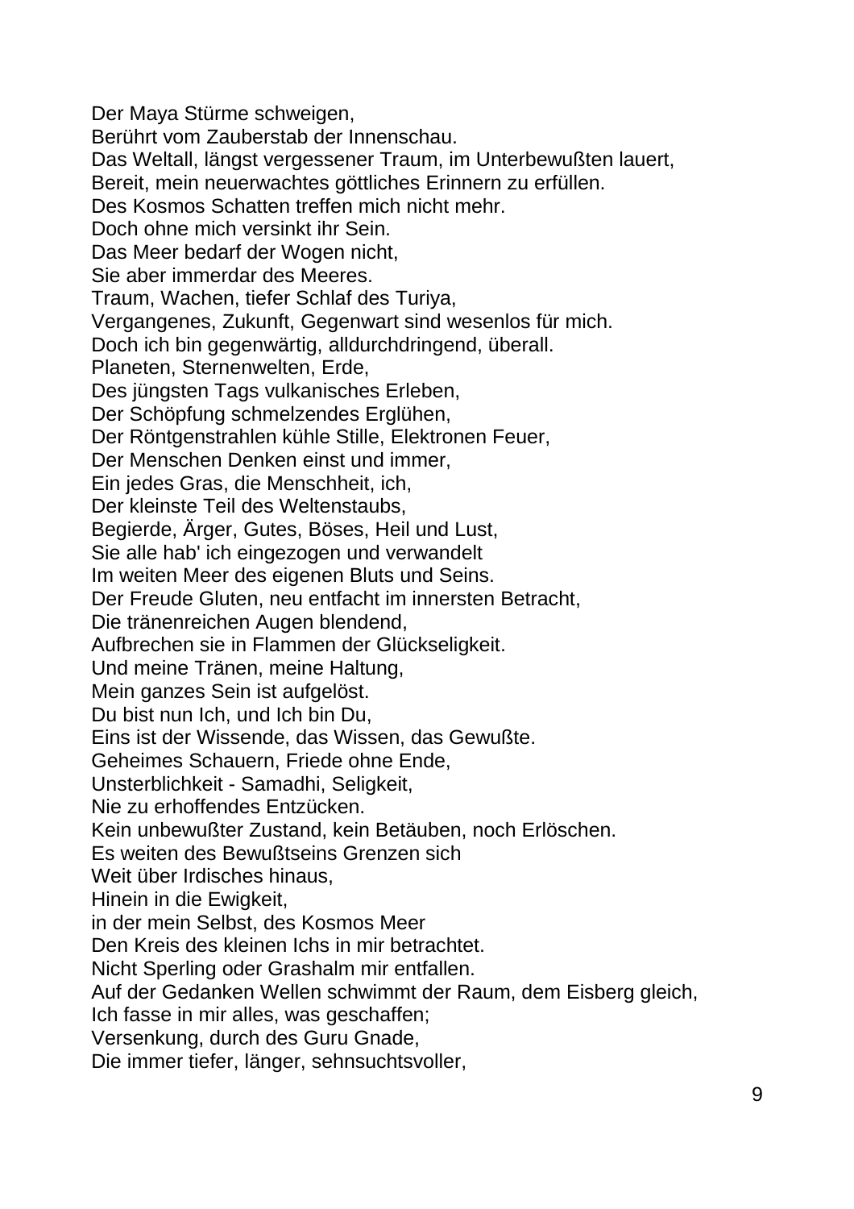Der Maya Stürme schweigen,
Berührt vom Zauberstab der Innenschau.
Das Weltall, längst vergessener Traum, im Unterbewußten lauert,
Bereit, mein neuerwachtes göttliches Erinnern zu erfüllen.
Des Kosmos Schatten treffen mich nicht mehr.
Doch ohne mich versinkt ihr Sein.
Das Meer bedarf der Wogen nicht,
Sie aber immerdar des Meeres.
Traum, Wachen, tiefer Schlaf des Turiya,
Vergangenes, Zukunft, Gegenwart sind wesenlos für mich.
Doch ich bin gegenwärtig, alldurchdringend, überall.
Planeten, Sternenwelten, Erde,
Des jüngsten Tags vulkanisches Erleben,
Der Schöpfung schmelzendes Erglühen,
Der Röntgenstrahlen kühle Stille, Elektronen Feuer,
Der Menschen Denken einst und immer,
Ein jedes Gras, die Menschheit, ich,
Der kleinste Teil des Weltenstaubs,
Begierde, Ärger, Gutes, Böses, Heil und Lust,
Sie alle hab' ich eingezogen und verwandelt
Im weiten Meer des eigenen Bluts und Seins.
Der Freude Gluten, neu entfacht im innersten Betracht,
Die tränenreichen Augen blendend,
Aufbrechen sie in Flammen der Glückseligkeit.
Und meine Tränen, meine Haltung,
Mein ganzes Sein ist aufgelöst.
Du bist nun Ich, und Ich bin Du,
Eins ist der Wissende, das Wissen, das Gewußte.
Geheimes Schauern, Friede ohne Ende,
Unsterblichkeit - Samadhi, Seligkeit,
Nie zu erhoffendes Entzücken.
Kein unbewußter Zustand, kein Betäuben, noch Erlöschen.
Es weiten des Bewußtseins Grenzen sich
Weit über Irdisches hinaus,
Hinein in die Ewigkeit,
in der mein Selbst, des Kosmos Meer
Den Kreis des kleinen Ichs in mir betrachtet.
Nicht Sperling oder Grashalm mir entfallen.
Auf der Gedanken Wellen schwimmt der Raum, dem Eisberg gleich,
Ich fasse in mir alles, was geschaffen;
Versenkung, durch des Guru Gnade,
Die immer tiefer, länger, sehnsuchtsvoller,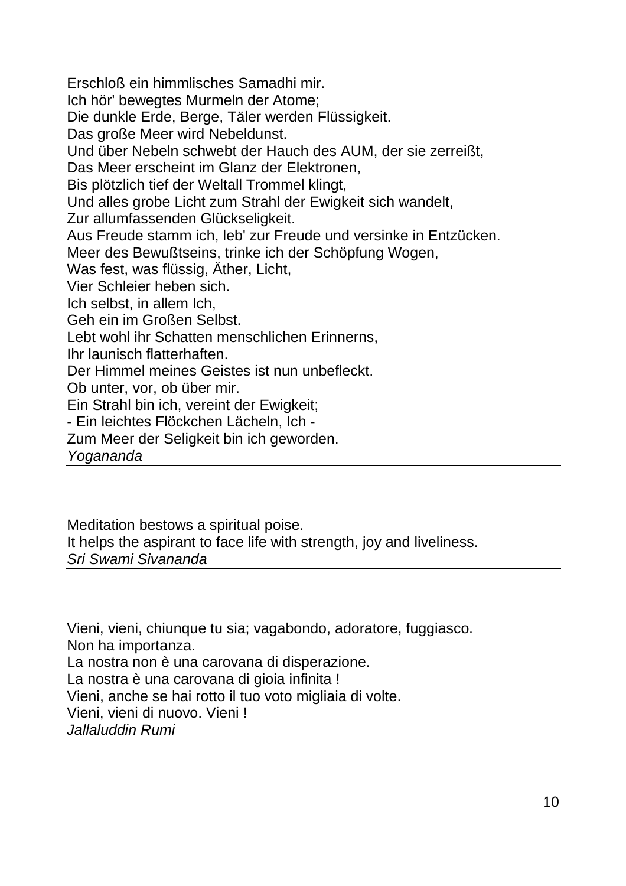Erschloß ein himmlisches Samadhi mir.  
Ich hör' bewegtes Murmeln der Atome;  
Die dunkle Erde, Berge, Täler werden Flüssigkeit.  
Das große Meer wird Nebeldunst.  
Und über Nebeln schwebt der Hauch des AUM, der sie zerreißt,  
Das Meer erscheint im Glanz der Elektronen,  
Bis plötzlich tief der Weltall Trommel klingt,  
Und alles grobe Licht zum Strahl der Ewigkeit sich wandelt,  
Zur allumfassenden Glückseligkeit.  
Aus Freude stamm ich, leb' zur Freude und versinke in Entzücken.  
Meer des Bewußtseins, trinke ich der Schöpfung Wogen,  
Was fest, was flüssig, Äther, Licht,  
Vier Schleier heben sich.  
Ich selbst, in allem Ich,  
Geh ein im Großen Selbst.  
Lebt wohl ihr Schatten menschlichen Erinnerns,  
Ihr launisch flatterhaften.  
Der Himmel meines Geistes ist nun unbefleckt.  
Ob unter, vor, ob über mir.  
Ein Strahl bin ich, vereint der Ewigkeit;  
- Ein leichtes Flöckchen Lächeln, Ich -  
Zum Meer der Seligkeit bin ich geworden.  
*Yogananda*

---

Meditation bestows a spiritual poise.  
It helps the aspirant to face life with strength, joy and liveliness.  
*Sri Swami Sivananda*

---

Vieni, vieni, chiunque tu sia; vagabondo, adoratore, fuggiasco.  
Non ha importanza.  
La nostra non è una carovana di disperazione.  
La nostra è una carovana di gioia infinita !  
Vieni, anche se hai rotto il tuo voto migliaia di volte.  
Vieni, vieni di nuovo. Vieni !  
*Jallaluddin Rumi*

---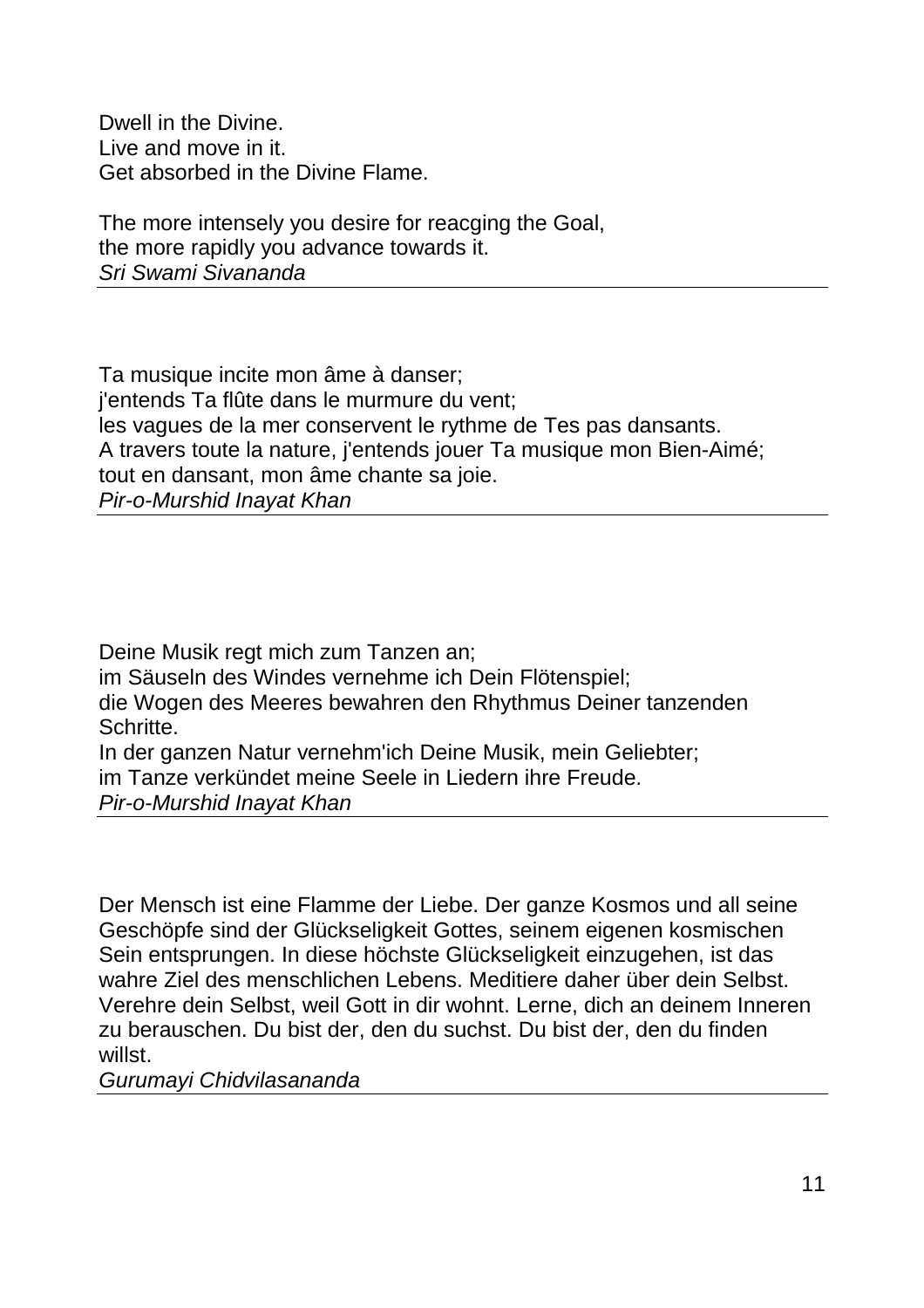Dwell in the Divine.
Live and move in it.
Get absorbed in the Divine Flame.

The more intensely you desire for reacging the Goal,
the more rapidly you advance towards it.
*Sri Swami Sivananda*

---

Ta musique incite mon âme à danser;
j'entends Ta flûte dans le murmure du vent;
les vagues de la mer conservent le rythme de Tes pas dansants.
A travers toute la nature, j'entends jouer Ta musique mon Bien-Aimé;
tout en dansant, mon âme chante sa joie.
*Pir-o-Murshid Inayat Khan*

---

Deine Musik regt mich zum Tanzen an;
im Säuseln des Windes vernehme ich Dein Flötenspiel;
die Wogen des Meeres bewahren den Rhythmus Deiner tanzenden Schritte.
In der ganzen Natur vernehm'ich Deine Musik, mein Geliebter;
im Tanze verkündet meine Seele in Liedern ihre Freude.
*Pir-o-Murshid Inayat Khan*

---

Der Mensch ist eine Flamme der Liebe. Der ganze Kosmos und all seine Geschöpfe sind der Glückseligkeit Gottes, seinem eigenen kosmischen Sein entsprungen. In diese höchste Glückseligkeit einzugehen, ist das wahre Ziel des menschlichen Lebens. Meditiere daher über dein Selbst. Verehre dein Selbst, weil Gott in dir wohnt. Lerne, dich an deinem Inneren zu berauschen. Du bist der, den du suchst. Du bist der, den du finden willst.
*Gurumayi Chidvilasananda*

---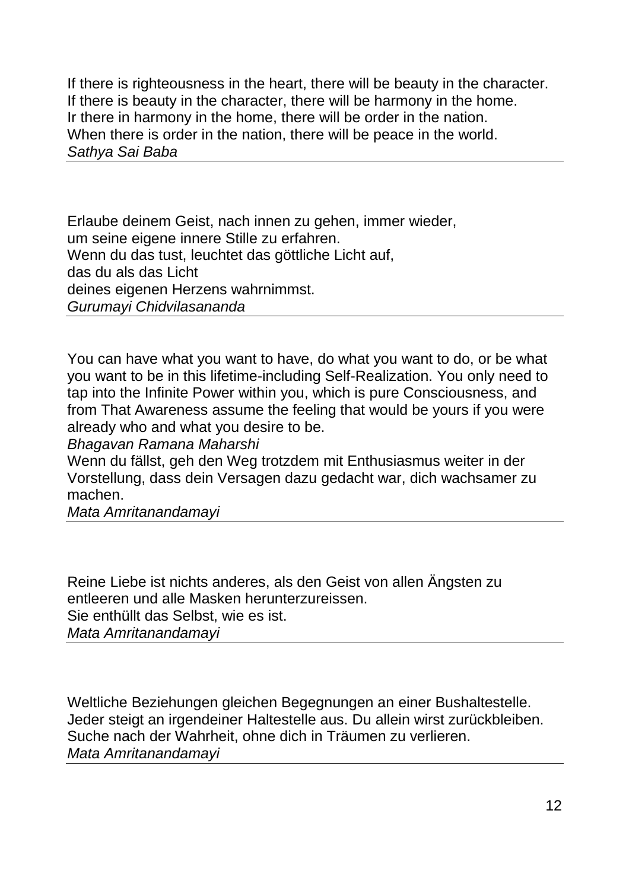If there is righteousness in the heart, there will be beauty in the character.
If there is beauty in the character, there will be harmony in the home.
Ir there in harmony in the home, there will be order in the nation.
When there is order in the nation, there will be peace in the world.
*Sathya Sai Baba*

---

Erlaube deinem Geist, nach innen zu gehen, immer wieder,
um seine eigene innere Stille zu erfahren.
Wenn du das tust, leuchtet das göttliche Licht auf,
das du als das Licht
deines eigenen Herzens wahrnimmst.
*Gurumayi Chidvilasananda*

---

You can have what you want to have, do what you want to do, or be what you want to be in this lifetime-including Self-Realization. You only need to tap into the Infinite Power within you, which is pure Consciousness, and from That Awareness assume the feeling that would be yours if you were already who and what you desire to be.
*Bhagavan Ramana Maharshi*
Wenn du fällst, geh den Weg trotzdem mit Enthusiasmus weiter in der Vorstellung, dass dein Versagen dazu gedacht war, dich wachsamer zu machen.
*Mata Amritanandamayi*

---

Reine Liebe ist nichts anderes, als den Geist von allen Ängsten zu entleeren und alle Masken herunterzureissen.
Sie enthüllt das Selbst, wie es ist.
*Mata Amritanandamayi*

---

Weltliche Beziehungen gleichen Begegnungen an einer Bushaltestelle.
Jeder steigt an irgendeiner Haltestelle aus. Du allein wirst zurückbleiben.
Suche nach der Wahrheit, ohne dich in Träumen zu verlieren.
*Mata Amritanandamayi*

---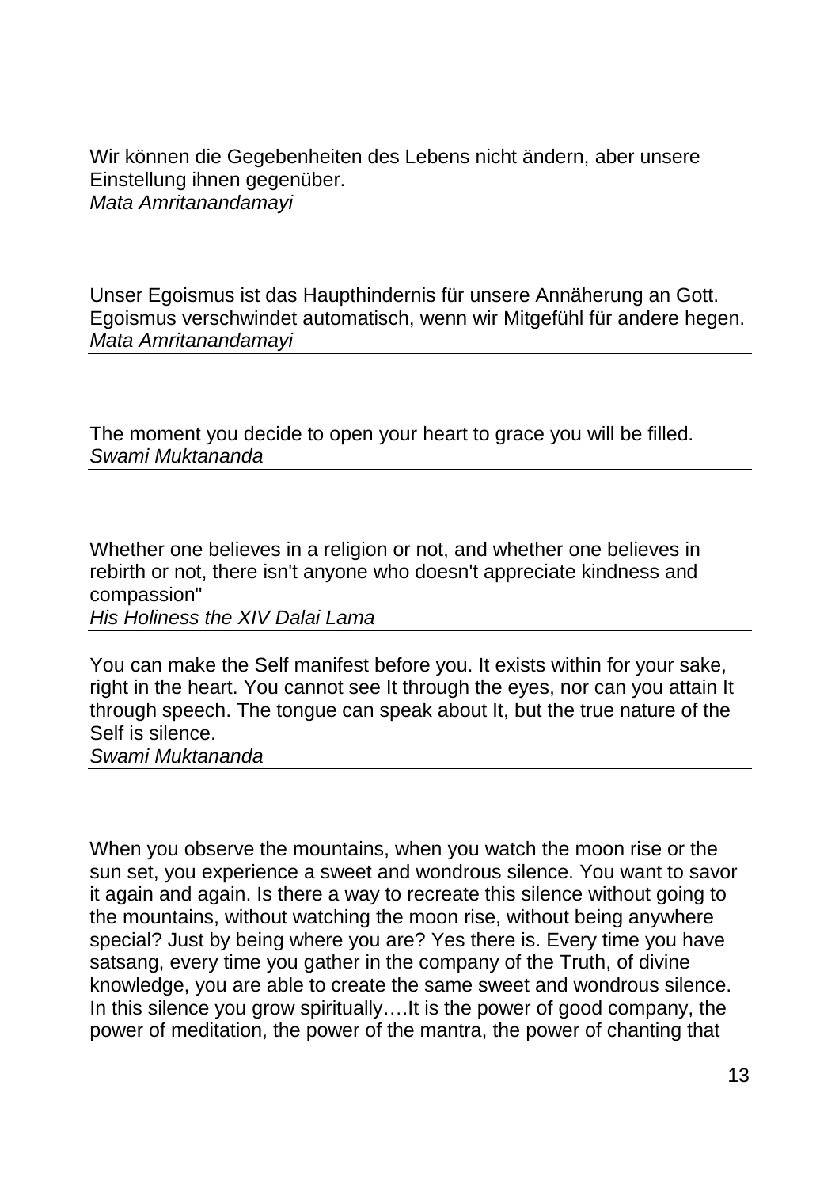Wir können die Gegebenheiten des Lebens nicht ändern, aber unsere Einstellung ihnen gegenüber.
*Mata Amritanandamayi*

---

Unser Egoismus ist das Haupthindernis für unsere Annäherung an Gott. Egoismus verschwindet automatisch, wenn wir Mitgefühl für andere hegen.
*Mata Amritanandamayi*

---

The moment you decide to open your heart to grace you will be filled.
*Swami Muktananda*

---

Whether one believes in a religion or not, and whether one believes in rebirth or not, there isn't anyone who doesn't appreciate kindness and compassion"
*His Holiness the XIV Dalai Lama*

---

You can make the Self manifest before you. It exists within for your sake, right in the heart. You cannot see It through the eyes, nor can you attain It through speech. The tongue can speak about It, but the true nature of the Self is silence.
*Swami Muktananda*

---

When you observe the mountains, when you watch the moon rise or the sun set, you experience a sweet and wondrous silence. You want to savor it again and again. Is there a way to recreate this silence without going to the mountains, without watching the moon rise, without being anywhere special? Just by being where you are? Yes there is. Every time you have satsang, every time you gather in the company of the Truth, of divine knowledge, you are able to create the same sweet and wondrous silence. In this silence you grow spiritually….It is the power of good company, the power of meditation, the power of the mantra, the power of chanting that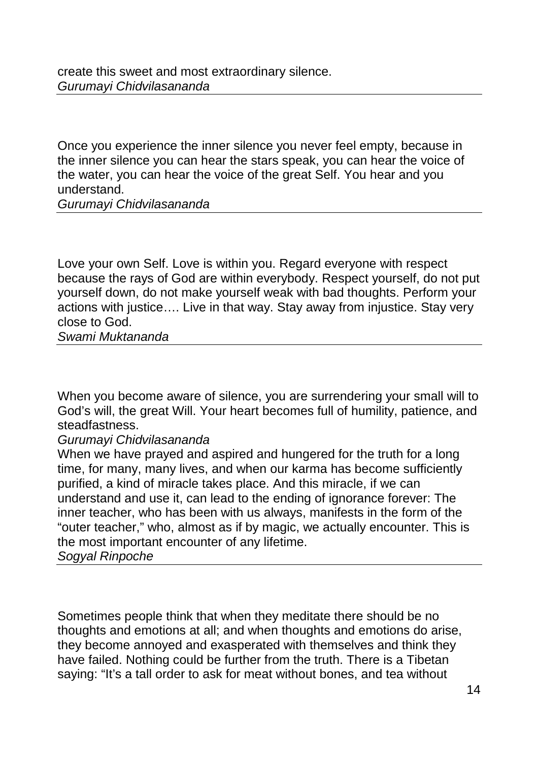create this sweet and most extraordinary silence.
*Gurumayi Chidvilasananda*

---

Once you experience the inner silence you never feel empty, because in the inner silence you can hear the stars speak, you can hear the voice of the water, you can hear the voice of the great Self. You hear and you understand.
*Gurumayi Chidvilasananda*

---

Love your own Self. Love is within you. Regard everyone with respect because the rays of God are within everybody. Respect yourself, do not put yourself down, do not make yourself weak with bad thoughts. Perform your actions with justice…. Live in that way. Stay away from injustice. Stay very close to God.
*Swami Muktananda*

---

When you become aware of silence, you are surrendering your small will to God's will, the great Will. Your heart becomes full of humility, patience, and steadfastness.
*Gurumayi Chidvilasananda*
When we have prayed and aspired and hungered for the truth for a long time, for many, many lives, and when our karma has become sufficiently purified, a kind of miracle takes place. And this miracle, if we can understand and use it, can lead to the ending of ignorance forever: The inner teacher, who has been with us always, manifests in the form of the "outer teacher," who, almost as if by magic, we actually encounter. This is the most important encounter of any lifetime.
*Sogyal Rinpoche*

---

Sometimes people think that when they meditate there should be no thoughts and emotions at all; and when thoughts and emotions do arise, they become annoyed and exasperated with themselves and think they have failed. Nothing could be further from the truth. There is a Tibetan saying: "It's a tall order to ask for meat without bones, and tea without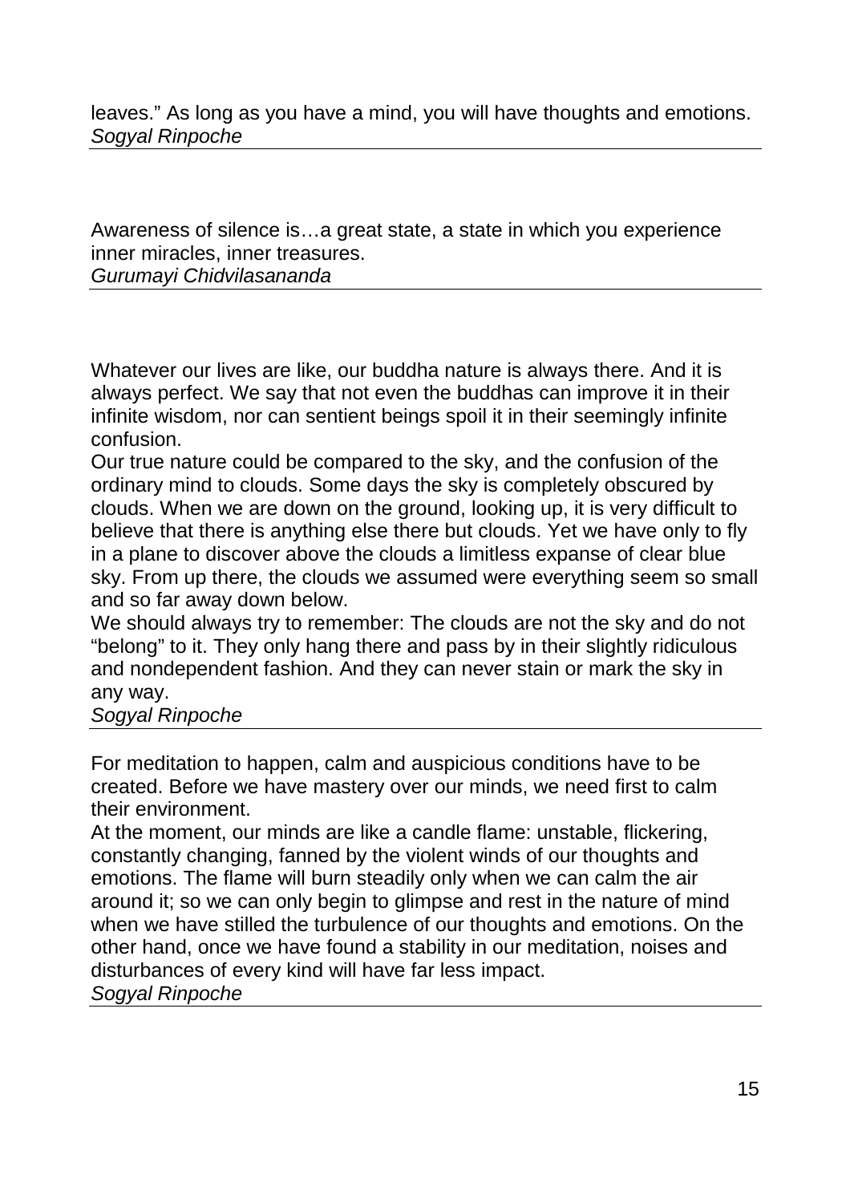leaves." As long as you have a mind, you will have thoughts and emotions.
*Sogyal Rinpoche*

---

Awareness of silence is…a great state, a state in which you experience inner miracles, inner treasures.
*Gurumayi Chidvilasananda*

---

Whatever our lives are like, our buddha nature is always there. And it is always perfect. We say that not even the buddhas can improve it in their infinite wisdom, nor can sentient beings spoil it in their seemingly infinite confusion.

Our true nature could be compared to the sky, and the confusion of the ordinary mind to clouds. Some days the sky is completely obscured by clouds. When we are down on the ground, looking up, it is very difficult to believe that there is anything else there but clouds. Yet we have only to fly in a plane to discover above the clouds a limitless expanse of clear blue sky. From up there, the clouds we assumed were everything seem so small and so far away down below.

We should always try to remember: The clouds are not the sky and do not "belong" to it. They only hang there and pass by in their slightly ridiculous and nondependent fashion. And they can never stain or mark the sky in any way.
*Sogyal Rinpoche*

---

For meditation to happen, calm and auspicious conditions have to be created. Before we have mastery over our minds, we need first to calm their environment.

At the moment, our minds are like a candle flame: unstable, flickering, constantly changing, fanned by the violent winds of our thoughts and emotions. The flame will burn steadily only when we can calm the air around it; so we can only begin to glimpse and rest in the nature of mind when we have stilled the turbulence of our thoughts and emotions. On the other hand, once we have found a stability in our meditation, noises and disturbances of every kind will have far less impact.
*Sogyal Rinpoche*

---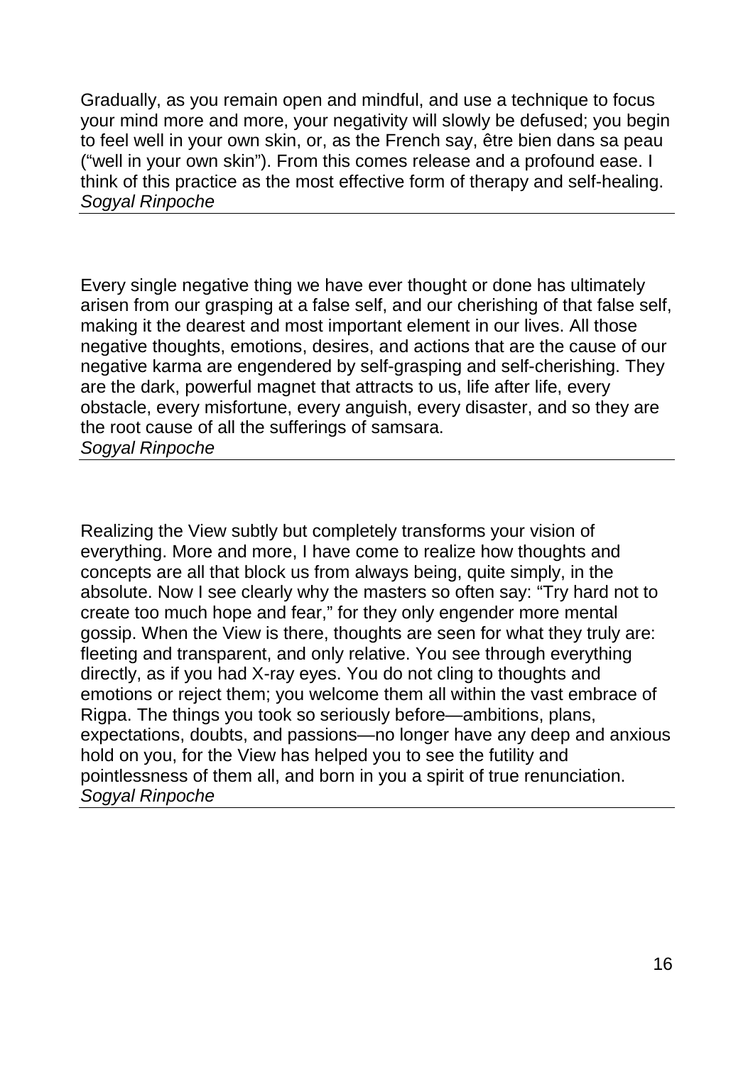Gradually, as you remain open and mindful, and use a technique to focus your mind more and more, your negativity will slowly be defused; you begin to feel well in your own skin, or, as the French say, être bien dans sa peau ("well in your own skin"). From this comes release and a profound ease. I think of this practice as the most effective form of therapy and self-healing.
*Sogyal Rinpoche*

---

Every single negative thing we have ever thought or done has ultimately arisen from our grasping at a false self, and our cherishing of that false self, making it the dearest and most important element in our lives. All those negative thoughts, emotions, desires, and actions that are the cause of our negative karma are engendered by self-grasping and self-cherishing. They are the dark, powerful magnet that attracts to us, life after life, every obstacle, every misfortune, every anguish, every disaster, and so they are the root cause of all the sufferings of samsara.
*Sogyal Rinpoche*

---

Realizing the View subtly but completely transforms your vision of everything. More and more, I have come to realize how thoughts and concepts are all that block us from always being, quite simply, in the absolute. Now I see clearly why the masters so often say: "Try hard not to create too much hope and fear," for they only engender more mental gossip. When the View is there, thoughts are seen for what they truly are: fleeting and transparent, and only relative. You see through everything directly, as if you had X-ray eyes. You do not cling to thoughts and emotions or reject them; you welcome them all within the vast embrace of Rigpa. The things you took so seriously before—ambitions, plans, expectations, doubts, and passions—no longer have any deep and anxious hold on you, for the View has helped you to see the futility and pointlessness of them all, and born in you a spirit of true renunciation.
*Sogyal Rinpoche*

---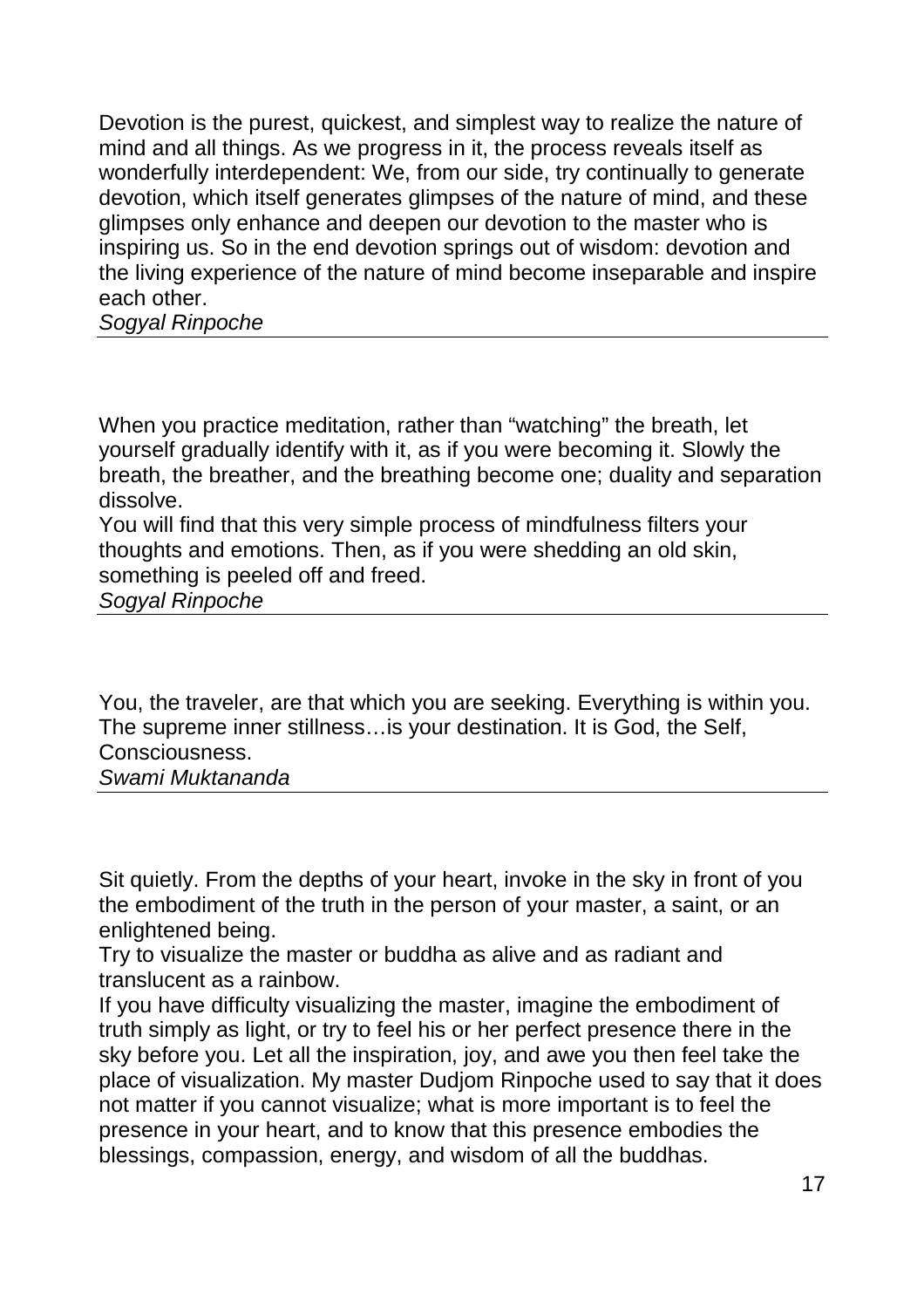Devotion is the purest, quickest, and simplest way to realize the nature of mind and all things. As we progress in it, the process reveals itself as wonderfully interdependent: We, from our side, try continually to generate devotion, which itself generates glimpses of the nature of mind, and these glimpses only enhance and deepen our devotion to the master who is inspiring us. So in the end devotion springs out of wisdom: devotion and the living experience of the nature of mind become inseparable and inspire each other.
*Sogyal Rinpoche*

---

When you practice meditation, rather than "watching" the breath, let yourself gradually identify with it, as if you were becoming it. Slowly the breath, the breather, and the breathing become one; duality and separation dissolve.
You will find that this very simple process of mindfulness filters your thoughts and emotions. Then, as if you were shedding an old skin, something is peeled off and freed.
*Sogyal Rinpoche*

---

You, the traveler, are that which you are seeking. Everything is within you. The supreme inner stillness…is your destination. It is God, the Self, Consciousness.
*Swami Muktananda*

---

Sit quietly. From the depths of your heart, invoke in the sky in front of you the embodiment of the truth in the person of your master, a saint, or an enlightened being.
Try to visualize the master or buddha as alive and as radiant and translucent as a rainbow.
If you have difficulty visualizing the master, imagine the embodiment of truth simply as light, or try to feel his or her perfect presence there in the sky before you. Let all the inspiration, joy, and awe you then feel take the place of visualization. My master Dudjom Rinpoche used to say that it does not matter if you cannot visualize; what is more important is to feel the presence in your heart, and to know that this presence embodies the blessings, compassion, energy, and wisdom of all the buddhas.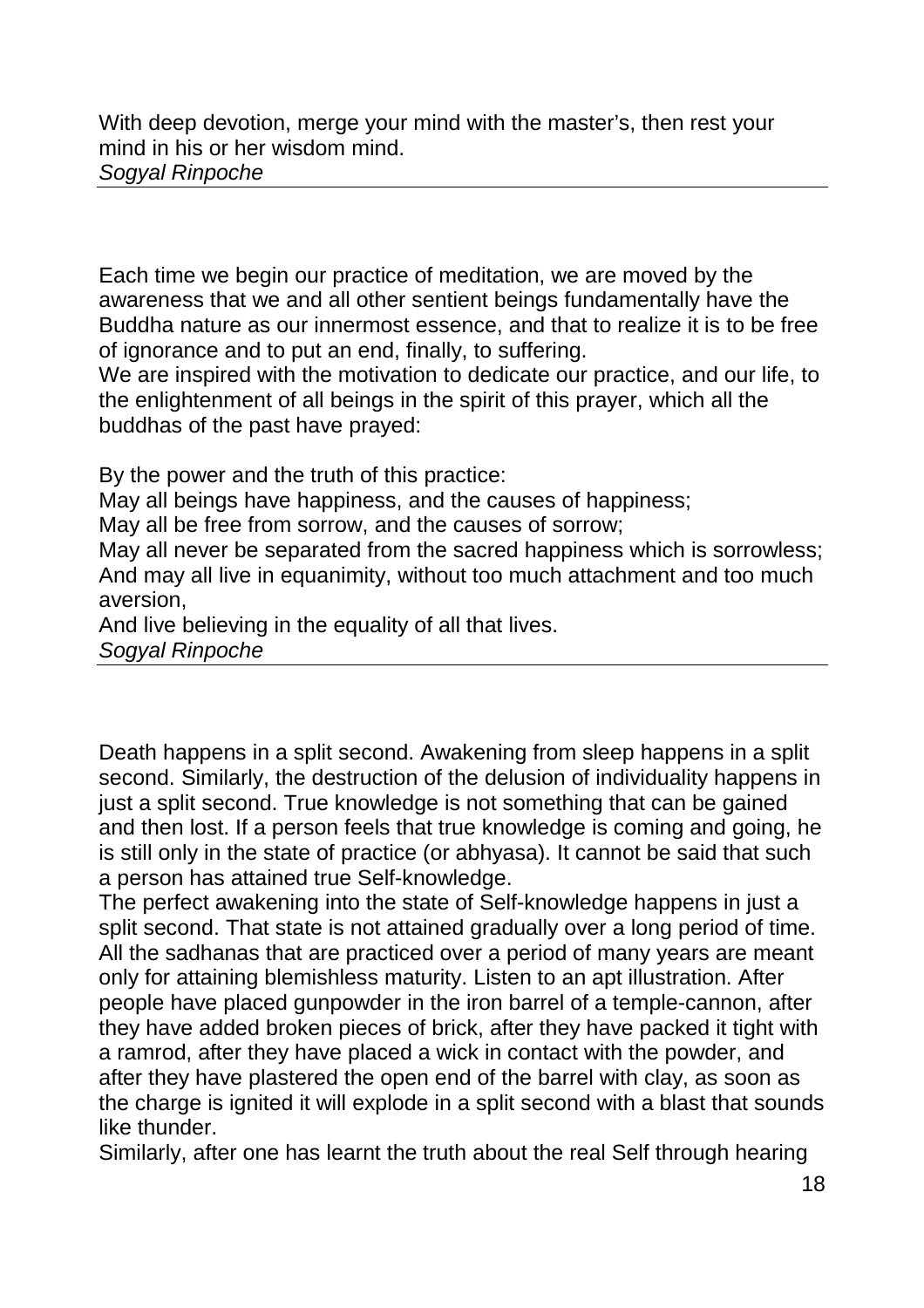With deep devotion, merge your mind with the master's, then rest your mind in his or her wisdom mind.
*Sogyal Rinpoche*

---

Each time we begin our practice of meditation, we are moved by the awareness that we and all other sentient beings fundamentally have the Buddha nature as our innermost essence, and that to realize it is to be free of ignorance and to put an end, finally, to suffering.
We are inspired with the motivation to dedicate our practice, and our life, to the enlightenment of all beings in the spirit of this prayer, which all the buddhas of the past have prayed:

By the power and the truth of this practice:
May all beings have happiness, and the causes of happiness;
May all be free from sorrow, and the causes of sorrow;
May all never be separated from the sacred happiness which is sorrowless;
And may all live in equanimity, without too much attachment and too much aversion,
And live believing in the equality of all that lives.
*Sogyal Rinpoche*

---

Death happens in a split second. Awakening from sleep happens in a split second. Similarly, the destruction of the delusion of individuality happens in just a split second. True knowledge is not something that can be gained and then lost. If a person feels that true knowledge is coming and going, he is still only in the state of practice (or abhyasa). It cannot be said that such a person has attained true Self-knowledge.
The perfect awakening into the state of Self-knowledge happens in just a split second. That state is not attained gradually over a long period of time. All the sadhanas that are practiced over a period of many years are meant only for attaining blemishless maturity. Listen to an apt illustration. After people have placed gunpowder in the iron barrel of a temple-cannon, after they have added broken pieces of brick, after they have packed it tight with a ramrod, after they have placed a wick in contact with the powder, and after they have plastered the open end of the barrel with clay, as soon as the charge is ignited it will explode in a split second with a blast that sounds like thunder.
Similarly, after one has learnt the truth about the real Self through hearing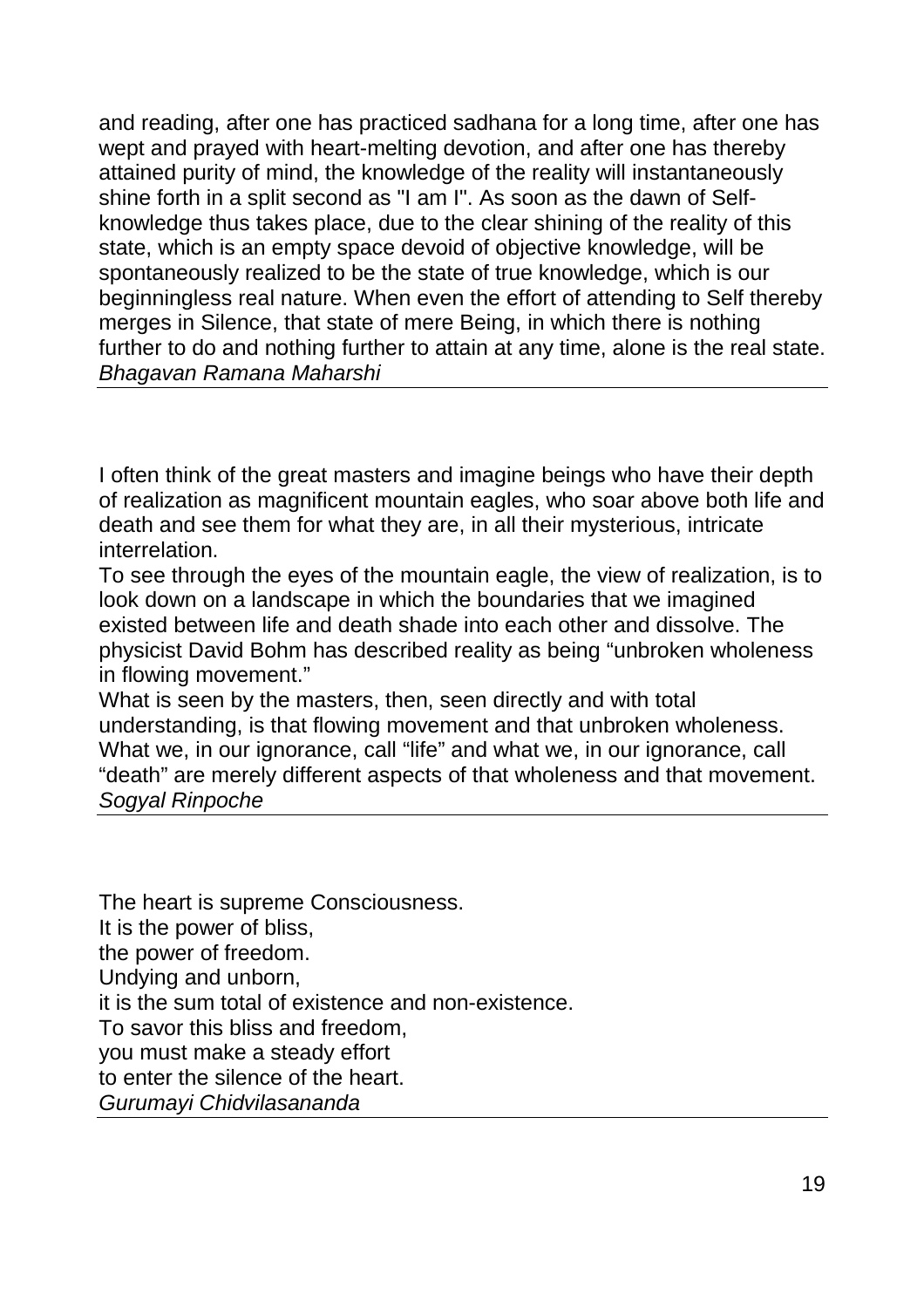and reading, after one has practiced sadhana for a long time, after one has wept and prayed with heart-melting devotion, and after one has thereby attained purity of mind, the knowledge of the reality will instantaneously shine forth in a split second as "I am I". As soon as the dawn of Self-knowledge thus takes place, due to the clear shining of the reality of this state, which is an empty space devoid of objective knowledge, will be spontaneously realized to be the state of true knowledge, which is our beginningless real nature. When even the effort of attending to Self thereby merges in Silence, that state of mere Being, in which there is nothing further to do and nothing further to attain at any time, alone is the real state.
*Bhagavan Ramana Maharshi*

---

I often think of the great masters and imagine beings who have their depth of realization as magnificent mountain eagles, who soar above both life and death and see them for what they are, in all their mysterious, intricate interrelation.
To see through the eyes of the mountain eagle, the view of realization, is to look down on a landscape in which the boundaries that we imagined existed between life and death shade into each other and dissolve. The physicist David Bohm has described reality as being "unbroken wholeness in flowing movement."
What is seen by the masters, then, seen directly and with total understanding, is that flowing movement and that unbroken wholeness. What we, in our ignorance, call "life" and what we, in our ignorance, call "death" are merely different aspects of that wholeness and that movement.
*Sogyal Rinpoche*

---

The heart is supreme Consciousness.
It is the power of bliss,
the power of freedom.
Undying and unborn,
it is the sum total of existence and non-existence.
To savor this bliss and freedom,
you must make a steady effort
to enter the silence of the heart.
*Gurumayi Chidvilasananda*

---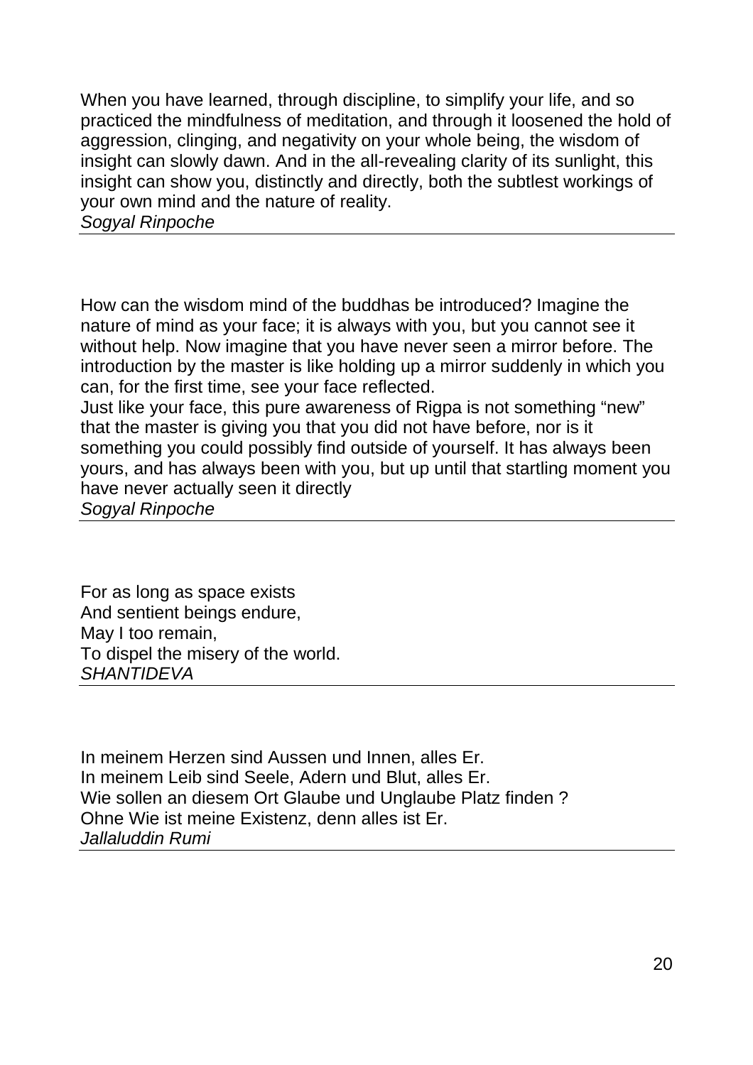When you have learned, through discipline, to simplify your life, and so practiced the mindfulness of meditation, and through it loosened the hold of aggression, clinging, and negativity on your whole being, the wisdom of insight can slowly dawn. And in the all-revealing clarity of its sunlight, this insight can show you, distinctly and directly, both the subtlest workings of your own mind and the nature of reality.
*Sogyal Rinpoche*

---

How can the wisdom mind of the buddhas be introduced? Imagine the nature of mind as your face; it is always with you, but you cannot see it without help. Now imagine that you have never seen a mirror before. The introduction by the master is like holding up a mirror suddenly in which you can, for the first time, see your face reflected.
Just like your face, this pure awareness of Rigpa is not something "new" that the master is giving you that you did not have before, nor is it something you could possibly find outside of yourself. It has always been yours, and has always been with you, but up until that startling moment you have never actually seen it directly
*Sogyal Rinpoche*

---

For as long as space exists
And sentient beings endure,
May I too remain,
To dispel the misery of the world.
*SHANTIDEVA*

---

In meinem Herzen sind Aussen und Innen, alles Er.
In meinem Leib sind Seele, Adern und Blut, alles Er.
Wie sollen an diesem Ort Glaube und Unglaube Platz finden ?
Ohne Wie ist meine Existenz, denn alles ist Er.
*Jallaluddin Rumi*

---